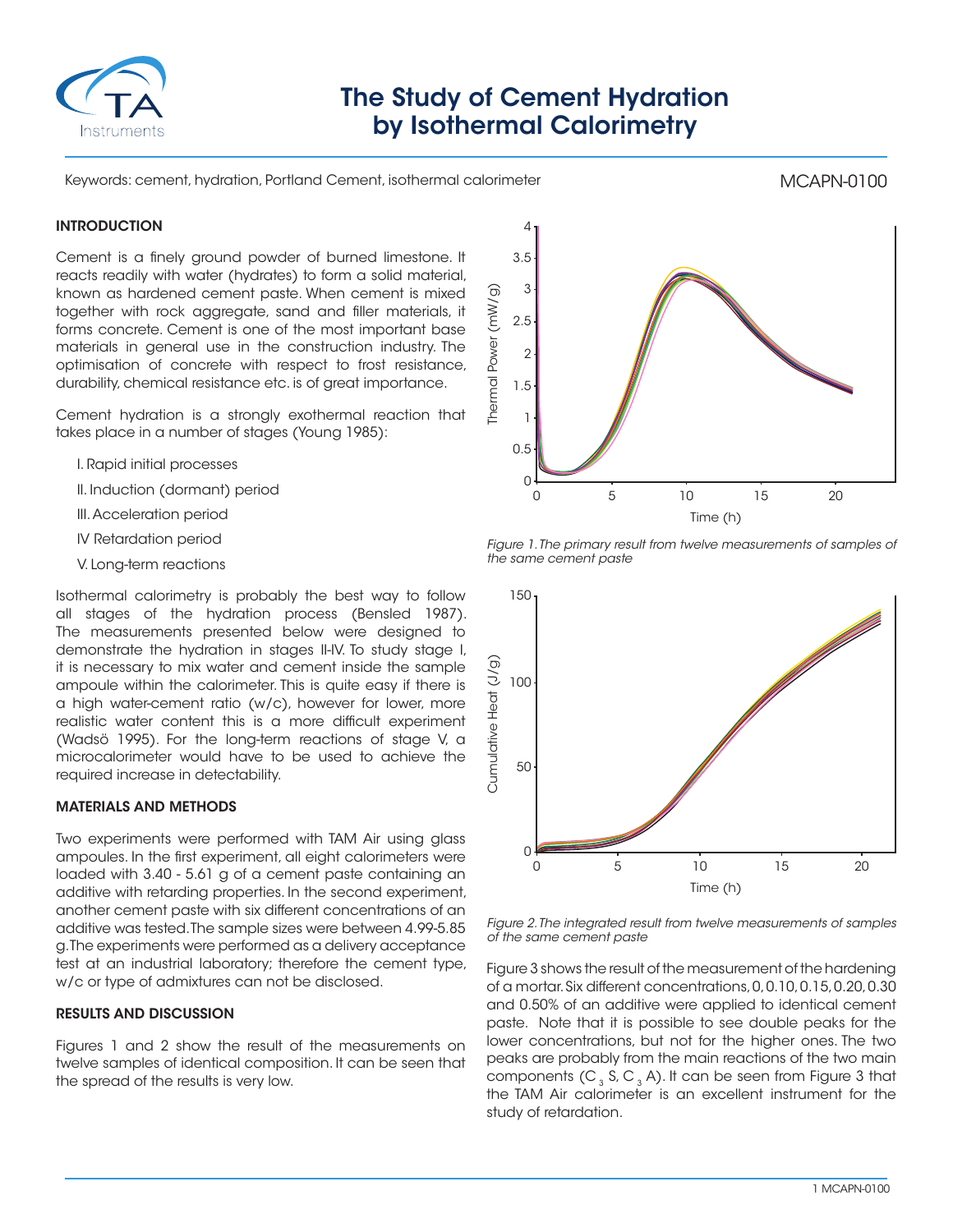# The Study of Cement Hydration by Isothermal Calorimetry

Keywords: cement, hydration, Portland Cement, isothermal calorimeter

MCAPN-0100

## INTRODUCTION

Cement is a finely ground powder of burned limestone. It reacts readily with water (hydrates) to form a solid material, known as hardened cement paste. When cement is mixed together with rock aggregate, sand and filler materials, it forms concrete. Cement is one of the most important base materials in general use in the construction industry. The optimisation of concrete with respect to frost resistance, durability, chemical resistance etc. is of great importance.

Cement hydration is a strongly exothermal reaction that takes place in a number of stages (Young 1985):

I. Rapid initial processes

II. Induction (dormant) period

III. Acceleration period

IV Retardation period

V. Long-term reactions

Isothermal calorimetry is probably the best way to follow all stages of the hydration process (Bensled 1987). The measurements presented below were designed to demonstrate the hydration in stages II-IV. To study stage I, it is necessary to mix water and cement inside the sample ampoule within the calorimeter. This is quite easy if there is a high water-cement ratio (w/c), however for lower, more realistic water content this is a more difficult experiment (Wadsö 1995). For the long-term reactions of stage V, a microcalorimeter would have to be used to achieve the required increase in detectability.

## MATERIALS AND METHODS

Two experiments were performed with TAM Air using glass ampoules. In the first experiment, all eight calorimeters were loaded with 3.40 - 5.61 g of a cement paste containing an additive with retarding properties. In the second experiment, another cement paste with six different concentrations of an additive was tested. The sample sizes were between 4.99-5.85 g. The experiments were performed as a delivery acceptance test at an industrial laboratory; therefore the cement type, w/c or type of admixtures can not be disclosed.

## RESULTS AND DISCUSSION

Figures 1 and 2 show the result of the measurements on twelve samples of identical composition. It can be seen that the spread of the results is very low.

*Figure 1. The primary result from twelve measurements of samples of the same cement paste*

*Figure 2. The integrated result from twelve measurements of samples of the same cement paste*

Figure 3 shows the result of the measurement of the hardening of a mortar. Six different concentrations, 0, 0.10, 0.15, 0.20, 0.30 and 0.50% of an additive were applied to identical cement paste. Note that it is possible to see double peaks for the lower concentrations, but not for the higher ones. The two peaks are probably from the main reactions of the two main components ($C_3S$, $C_3A$). It can be seen from Figure 3 that the TAM Air calorimeter is an excellent instrument for the study of retardation.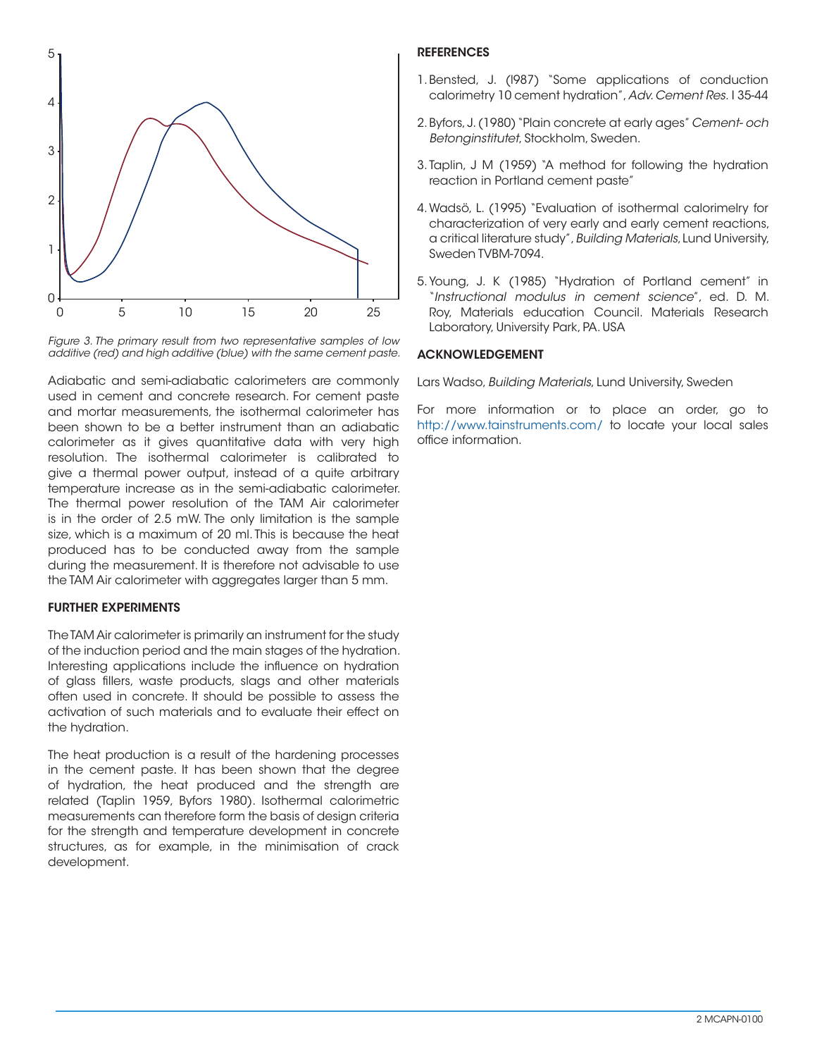5
4
3
2
1
0
0 5 10 15 20 25

*Figure 3. The primary result from two representative samples of low additive (red) and high additive (blue) with the same cement paste.*

Adiabatic and semi-adiabatic calorimeters are commonly used in cement and concrete research. For cement paste and mortar measurements, the isothermal calorimeter has been shown to be a better instrument than an adiabatic calorimeter as it gives quantitative data with very high resolution. The isothermal calorimeter is calibrated to give a thermal power output, instead of a quite arbitrary temperature increase as in the semi-adiabatic calorimeter. The thermal power resolution of the TAM Air calorimeter is in the order of 2.5 mW. The only limitation is the sample size, which is a maximum of 20 ml. This is because the heat produced has to be conducted away from the sample during the measurement. It is therefore not advisable to use the TAM Air calorimeter with aggregates larger than 5 mm.

## FURTHER EXPERIMENTS

The TAM Air calorimeter is primarily an instrument for the study of the induction period and the main stages of the hydration. Interesting applications include the influence on hydration of glass fillers, waste products, slags and other materials often used in concrete. It should be possible to assess the activation of such materials and to evaluate their effect on the hydration.

The heat production is a result of the hardening processes in the cement paste. It has been shown that the degree of hydration, the heat produced and the strength are related (Taplin 1959, Byfors 1980). Isothermal calorimetric measurements can therefore form the basis of design criteria for the strength and temperature development in concrete structures, as for example, in the minimisation of crack development.

## REFERENCES

1. Bensted, J. (l987) "Some applications of conduction calorimetry 10 cement hydration", *Adv. Cement Res.* I 35-44
2. Byfors, J. (1980) "Plain concrete at early ages" *Cement- och Betonginstitutet*, Stockholm, Sweden.
3. Taplin, J M (1959) "A method for following the hydration reaction in Portland cement paste"
4. Wadsö, L. (1995) "Evaluation of isothermal calorimelry for characterization of very early and early cement reactions, a critical literature study", *Building Materials*, Lund University, Sweden TVBM-7094.
5. Young, J. K (1985) "Hydration of Portland cement" in "*Instructional modulus in cement science*", ed. D. M. Roy, Materials education Council. Materials Research Laboratory, University Park, PA. USA

## ACKNOWLEDGEMENT

Lars Wadso, *Building Materials*, Lund University, Sweden

For more information or to place an order, go to http://www.tainstruments.com/ to locate your local sales office information.